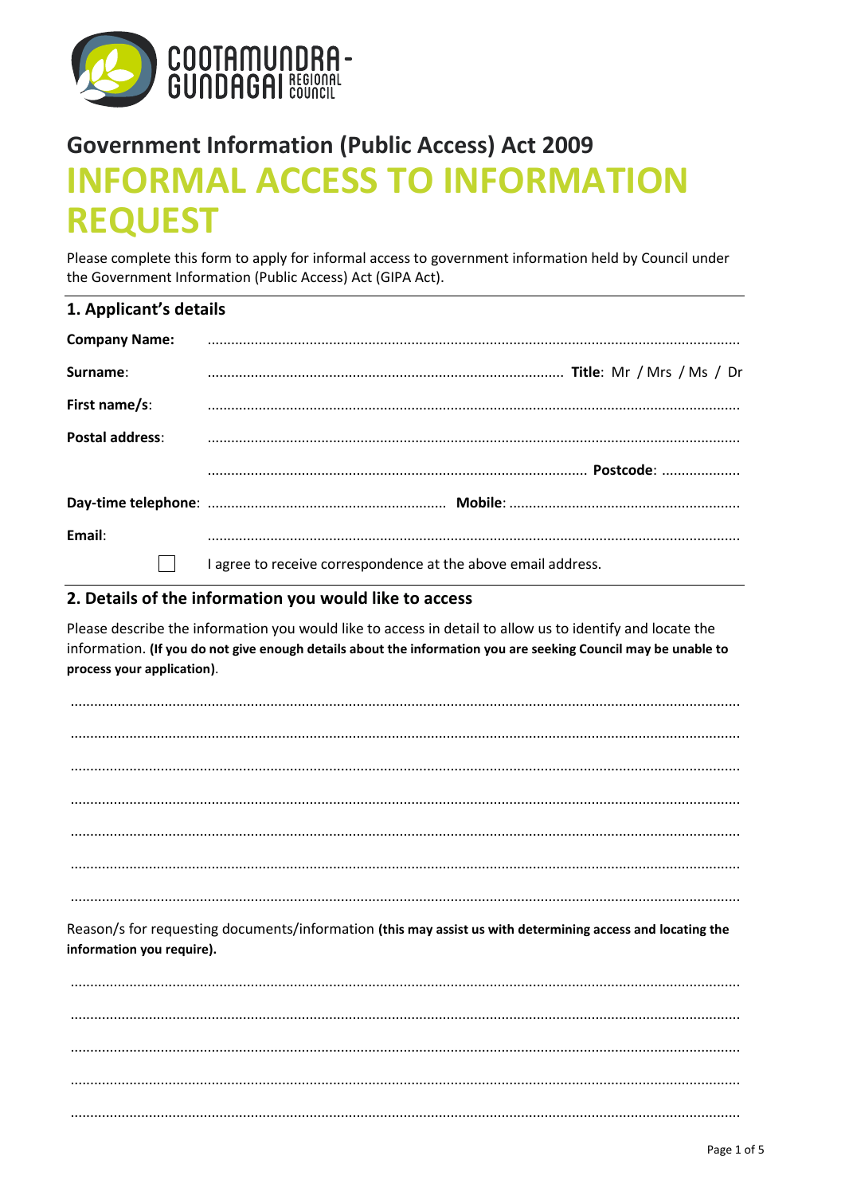# Government Information (Public Access) Act 2009

# INFORMAL ACCESS TO INFORMATION REQUEST

Please complete this form to apply for informal access to government information held by Council under the Government Information (Public Access) Act (GIPA Act).

## 1. Applicant's details

**Company Name:** ..........................................................................................................................

**Surname**: .......................................................................................... **Title**: Mr / Mrs / Ms / Dr

**First name/s**: ..........................................................................................................................

**Postal address**: ..........................................................................................................................

.......................................................................................................... **Postcode**: ....................

**Day-time telephone**: ............................................................ **Mobile**: ..........................................................

**Email**: ..........................................................................................................................

☐ I agree to receive correspondence at the above email address.

## 2. Details of the information you would like to access

Please describe the information you would like to access in detail to allow us to identify and locate the information. **(If you do not give enough details about the information you are seeking Council may be unable to process your application)**.

..........................................................................................................................................................

..........................................................................................................................................................

..........................................................................................................................................................

..........................................................................................................................................................

..........................................................................................................................................................

..........................................................................................................................................................

..........................................................................................................................................................

Reason/s for requesting documents/information **(this may assist us with determining access and locating the information you require).**

..........................................................................................................................................................

..........................................................................................................................................................

..........................................................................................................................................................

..........................................................................................................................................................

..........................................................................................................................................................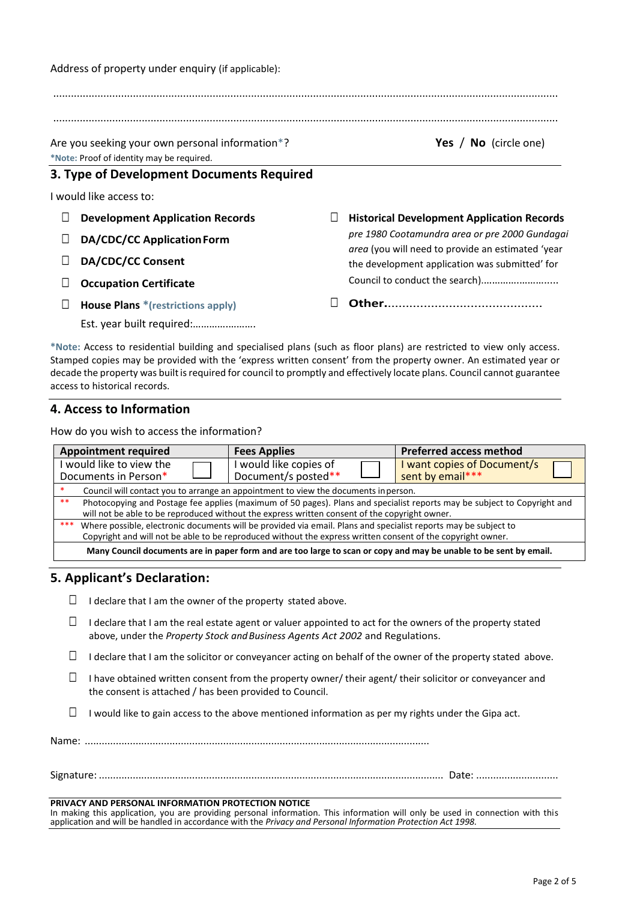Address of property under enquiry (if applicable):

.......................................................................................................................................................................

.......................................................................................................................................................................

Are you seeking your own personal information*? **Yes** / **No** (circle one)

*Note: Proof of identity may be required.

## 3. Type of Development Documents Required

I would like access to:

- ☐ **Development Application Records**
- ☐ **DA/CDC/CC Application Form**
- ☐ **DA/CDC/CC Consent**
- ☐ **Occupation Certificate**
- ☐ **House Plans** ***(restrictions apply)**

  Est. year built required:……………………

- ☐ **Historical Development Application Records** *pre 1980 Cootamundra area or pre 2000 Gundagai area* (you will need to provide an estimated 'year the development application was submitted' for Council to conduct the search)..........................
- ☐ **Other**...........................................

***Note:** Access to residential building and specialised plans (such as floor plans) are restricted to view only access. Stamped copies may be provided with the 'express written consent' from the property owner. An estimated year or decade the property was built is required for council to promptly and effectively locate plans. Council cannot guarantee access to historical records.

## 4. Access to Information

How do you wish to access the information?

| Appointment required | Fees Applies | Preferred access method |
|---|---|---|
| I would like to view the Documents in Person* ☐ | I would like copies of Document/s posted** ☐ | I want copies of Document/s sent by email*** ☐ |
| * Council will contact you to arrange an appointment to view the documents in person. | | |
| ** Photocopying and Postage fee applies (maximum of 50 pages). Plans and specialist reports may be subject to Copyright and will not be able to be reproduced without the express written consent of the copyright owner. | | |
| *** Where possible, electronic documents will be provided via email. Plans and specialist reports may be subject to Copyright and will not be able to be reproduced without the express written consent of the copyright owner. | | |
| **Many Council documents are in paper form and are too large to scan or copy and may be unable to be sent by email.** | | |

## 5. Applicant's Declaration:

- ☐ I declare that I am the owner of the property stated above.
- ☐ I declare that I am the real estate agent or valuer appointed to act for the owners of the property stated above, under the *Property Stock and Business Agents Act 2002* and Regulations.
- ☐ I declare that I am the solicitor or conveyancer acting on behalf of the owner of the property stated above.
- ☐ I have obtained written consent from the property owner/ their agent/ their solicitor or conveyancer and the consent is attached / has been provided to Council.
- ☐ I would like to gain access to the above mentioned information as per my rights under the Gipa act.

Name: .........................................................................................................................

Signature: ......................................................................................................................... Date: .............................

**PRIVACY AND PERSONAL INFORMATION PROTECTION NOTICE**

In making this application, you are providing personal information. This information will only be used in connection with this application and will be handled in accordance with the *Privacy and Personal Information Protection Act 1998.*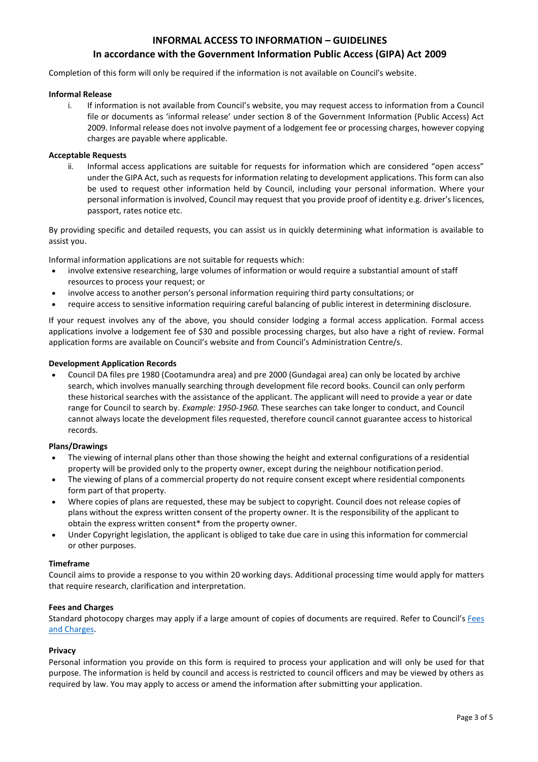# INFORMAL ACCESS TO INFORMATION – GUIDELINES

## In accordance with the Government Information Public Access (GIPA) Act 2009

Completion of this form will only be required if the information is not available on Council's website.

**Informal Release**

i. If information is not available from Council's website, you may request access to information from a Council file or documents as 'informal release' under section 8 of the Government Information (Public Access) Act 2009. Informal release does not involve payment of a lodgement fee or processing charges, however copying charges are payable where applicable.

**Acceptable Requests**

ii. Informal access applications are suitable for requests for information which are considered "open access" under the GIPA Act, such as requests for information relating to development applications. This form can also be used to request other information held by Council, including your personal information. Where your personal information is involved, Council may request that you provide proof of identity e.g. driver's licences, passport, rates notice etc.

By providing specific and detailed requests, you can assist us in quickly determining what information is available to assist you.

Informal information applications are not suitable for requests which:

- involve extensive researching, large volumes of information or would require a substantial amount of staff resources to process your request; or
- involve access to another person's personal information requiring third party consultations; or
- require access to sensitive information requiring careful balancing of public interest in determining disclosure.

If your request involves any of the above, you should consider lodging a formal access application. Formal access applications involve a lodgement fee of $30 and possible processing charges, but also have a right of review. Formal application forms are available on Council's website and from Council's Administration Centre/s.

**Development Application Records**

- Council DA files pre 1980 (Cootamundra area) and pre 2000 (Gundagai area) can only be located by archive search, which involves manually searching through development file record books. Council can only perform these historical searches with the assistance of the applicant. The applicant will need to provide a year or date range for Council to search by. *Example: 1950-1960.* These searches can take longer to conduct, and Council cannot always locate the development files requested, therefore council cannot guarantee access to historical records.

**Plans/Drawings**

- The viewing of internal plans other than those showing the height and external configurations of a residential property will be provided only to the property owner, except during the neighbour notification period.
- The viewing of plans of a commercial property do not require consent except where residential components form part of that property.
- Where copies of plans are requested, these may be subject to copyright. Council does not release copies of plans without the express written consent of the property owner. It is the responsibility of the applicant to obtain the express written consent* from the property owner.
- Under Copyright legislation, the applicant is obliged to take due care in using this information for commercial or other purposes.

**Timeframe**

Council aims to provide a response to you within 20 working days. Additional processing time would apply for matters that require research, clarification and interpretation.

**Fees and Charges**

Standard photocopy charges may apply if a large amount of copies of documents are required. Refer to Council's Fees and Charges.

**Privacy**

Personal information you provide on this form is required to process your application and will only be used for that purpose. The information is held by council and access is restricted to council officers and may be viewed by others as required by law. You may apply to access or amend the information after submitting your application.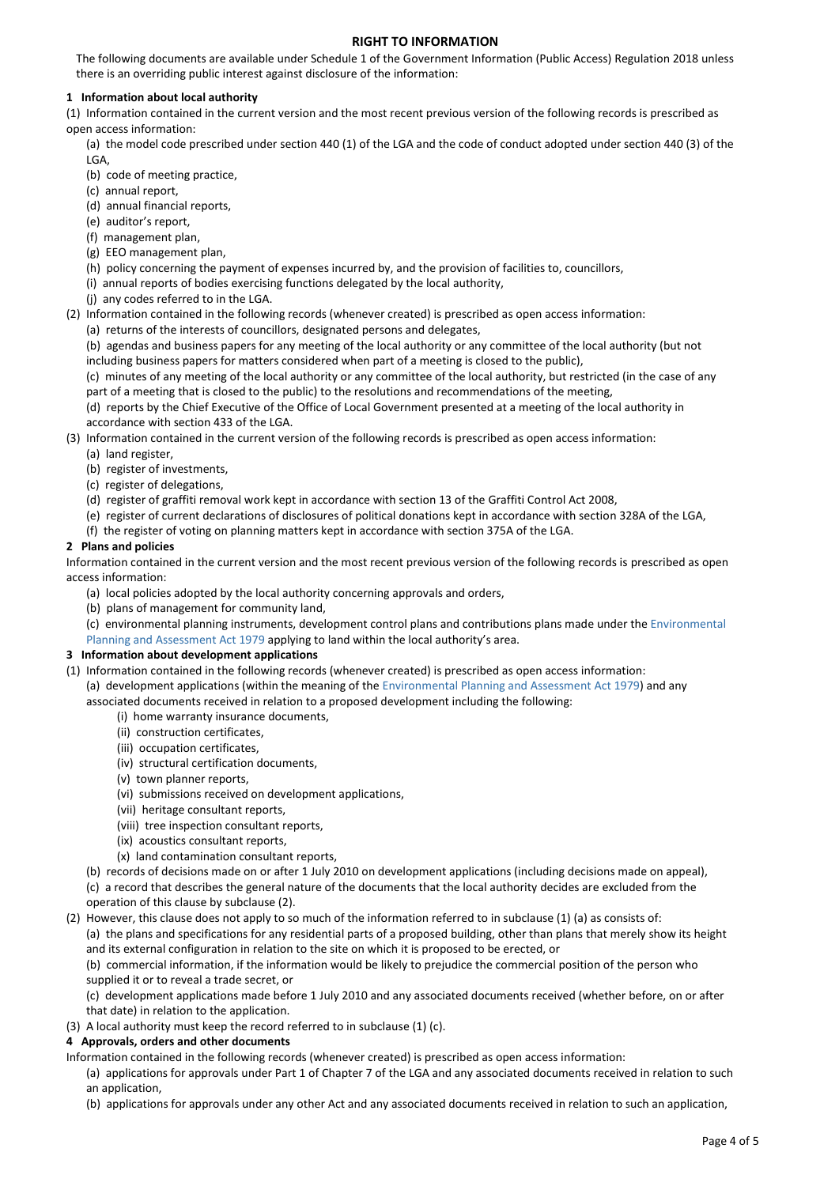# RIGHT TO INFORMATION

The following documents are available under Schedule 1 of the Government Information (Public Access) Regulation 2018 unless there is an overriding public interest against disclosure of the information:

## 1 Information about local authority

(1) Information contained in the current version and the most recent previous version of the following records is prescribed as open access information:

(a) the model code prescribed under section 440 (1) of the LGA and the code of conduct adopted under section 440 (3) of the LGA,

(b) code of meeting practice,

(c) annual report,

(d) annual financial reports,

(e) auditor's report,

(f) management plan,

(g) EEO management plan,

(h) policy concerning the payment of expenses incurred by, and the provision of facilities to, councillors,

(i) annual reports of bodies exercising functions delegated by the local authority,

(j) any codes referred to in the LGA.

(2) Information contained in the following records (whenever created) is prescribed as open access information:

(a) returns of the interests of councillors, designated persons and delegates,

(b) agendas and business papers for any meeting of the local authority or any committee of the local authority (but not including business papers for matters considered when part of a meeting is closed to the public),

(c) minutes of any meeting of the local authority or any committee of the local authority, but restricted (in the case of any part of a meeting that is closed to the public) to the resolutions and recommendations of the meeting,

(d) reports by the Chief Executive of the Office of Local Government presented at a meeting of the local authority in accordance with section 433 of the LGA.

(3) Information contained in the current version of the following records is prescribed as open access information:

(a) land register,

(b) register of investments,

(c) register of delegations,

(d) register of graffiti removal work kept in accordance with section 13 of the Graffiti Control Act 2008,

(e) register of current declarations of disclosures of political donations kept in accordance with section 328A of the LGA,

(f) the register of voting on planning matters kept in accordance with section 375A of the LGA.

## 2 Plans and policies

Information contained in the current version and the most recent previous version of the following records is prescribed as open access information:

(a) local policies adopted by the local authority concerning approvals and orders,

(b) plans of management for community land,

(c) environmental planning instruments, development control plans and contributions plans made under the Environmental Planning and Assessment Act 1979 applying to land within the local authority's area.

## 3 Information about development applications

(1) Information contained in the following records (whenever created) is prescribed as open access information:

(a) development applications (within the meaning of the Environmental Planning and Assessment Act 1979) and any associated documents received in relation to a proposed development including the following:

(i) home warranty insurance documents,

(ii) construction certificates,

(iii) occupation certificates,

(iv) structural certification documents,

(v) town planner reports,

(vi) submissions received on development applications,

(vii) heritage consultant reports,

(viii) tree inspection consultant reports,

(ix) acoustics consultant reports,

(x) land contamination consultant reports,

(b) records of decisions made on or after 1 July 2010 on development applications (including decisions made on appeal),

(c) a record that describes the general nature of the documents that the local authority decides are excluded from the operation of this clause by subclause (2).

(2) However, this clause does not apply to so much of the information referred to in subclause (1) (a) as consists of:

(a) the plans and specifications for any residential parts of a proposed building, other than plans that merely show its height and its external configuration in relation to the site on which it is proposed to be erected, or

(b) commercial information, if the information would be likely to prejudice the commercial position of the person who supplied it or to reveal a trade secret, or

(c) development applications made before 1 July 2010 and any associated documents received (whether before, on or after that date) in relation to the application.

(3) A local authority must keep the record referred to in subclause (1) (c).

## 4 Approvals, orders and other documents

Information contained in the following records (whenever created) is prescribed as open access information:

(a) applications for approvals under Part 1 of Chapter 7 of the LGA and any associated documents received in relation to such an application,

(b) applications for approvals under any other Act and any associated documents received in relation to such an application,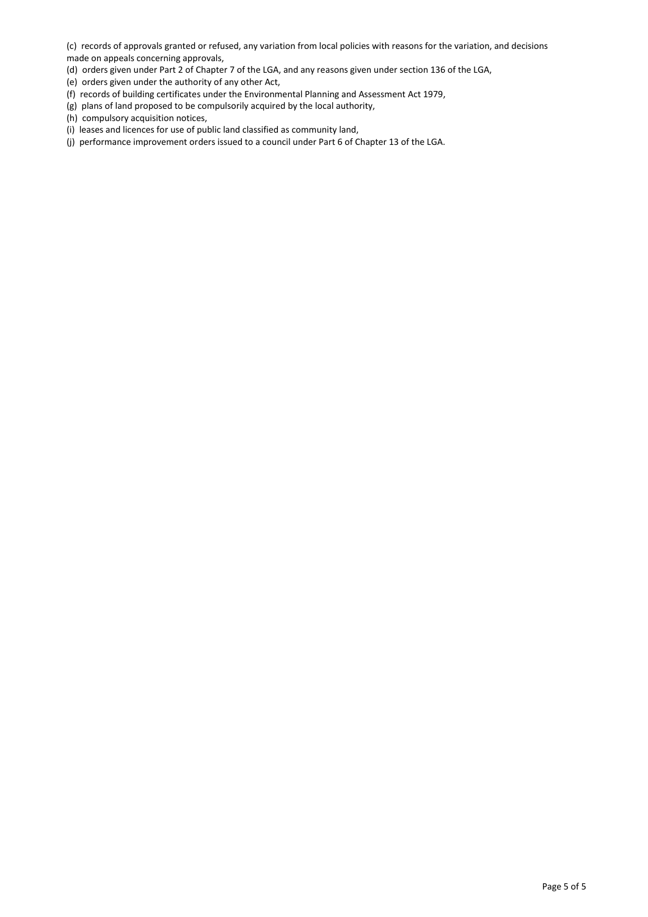(c) records of approvals granted or refused, any variation from local policies with reasons for the variation, and decisions made on appeals concerning approvals,

(d) orders given under Part 2 of Chapter 7 of the LGA, and any reasons given under section 136 of the LGA,

(e) orders given under the authority of any other Act,

(f) records of building certificates under the Environmental Planning and Assessment Act 1979,

(g) plans of land proposed to be compulsorily acquired by the local authority,

(h) compulsory acquisition notices,

(i) leases and licences for use of public land classified as community land,

(j) performance improvement orders issued to a council under Part 6 of Chapter 13 of the LGA.